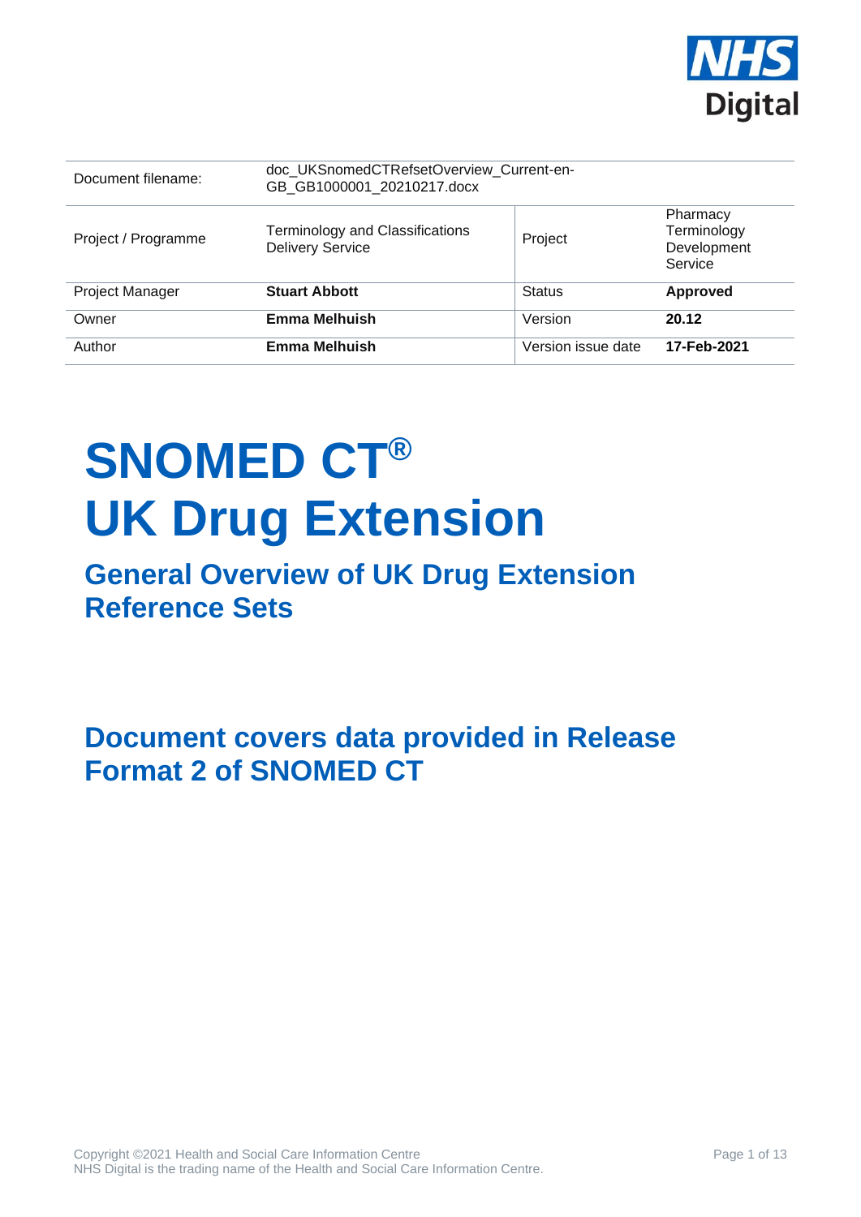| Document filename: | doc_UKSnomedCTRefsetOverview_Current-en-GB_GB1000001_20210217.docx | | |
|---|---|---|---|
| Project / Programme | Terminology and Classifications Delivery Service | Project | Pharmacy Terminology Development Service |
| Project Manager | **Stuart Abbott** | Status | **Approved** |
| Owner | **Emma Melhuish** | Version | **20.12** |
| Author | **Emma Melhuish** | Version issue date | **17-Feb-2021** |

# SNOMED CT® UK Drug Extension

## General Overview of UK Drug Extension Reference Sets

## Document covers data provided in Release Format 2 of SNOMED CT

Copyright ©2021 Health and Social Care Information Centre
NHS Digital is the trading name of the Health and Social Care Information Centre.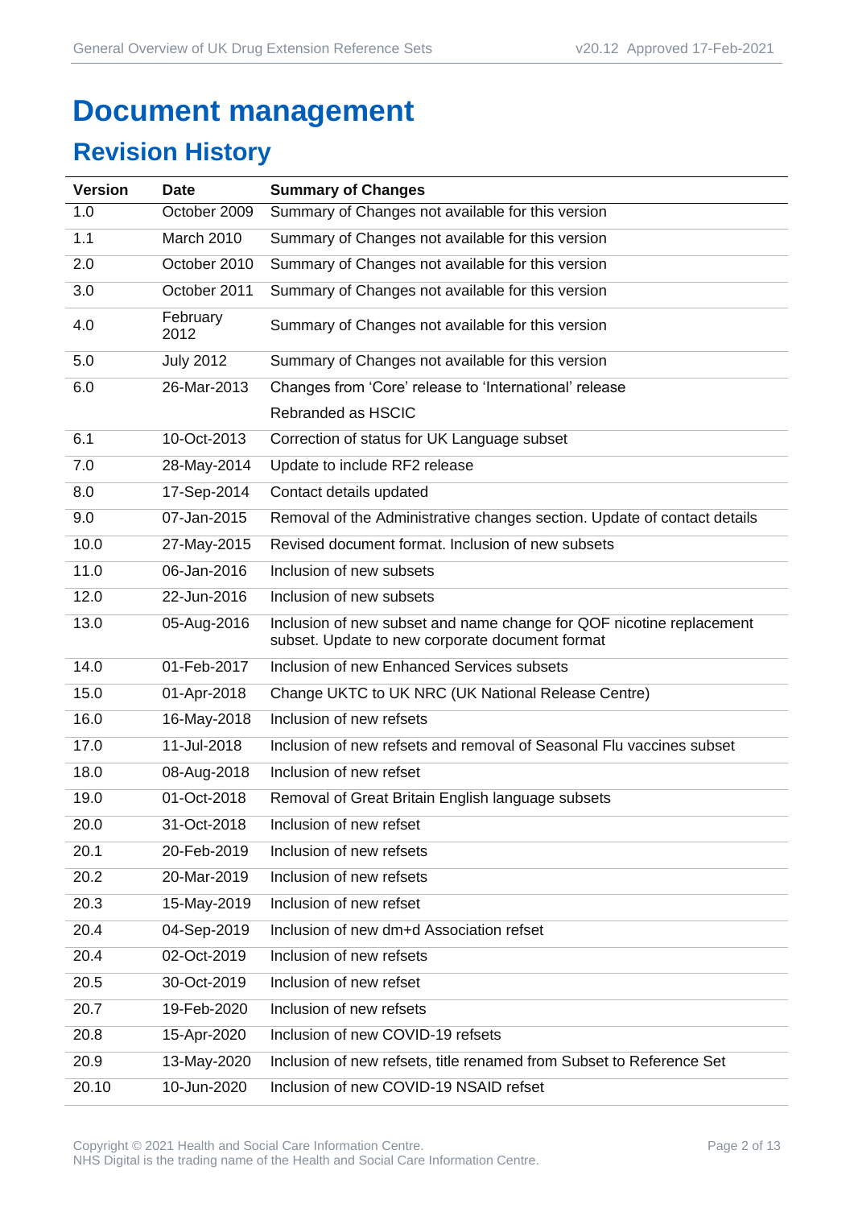# Document management

## Revision History

| Version | Date | Summary of Changes |
|---|---|---|
| 1.0 | October 2009 | Summary of Changes not available for this version |
| 1.1 | March 2010 | Summary of Changes not available for this version |
| 2.0 | October 2010 | Summary of Changes not available for this version |
| 3.0 | October 2011 | Summary of Changes not available for this version |
| 4.0 | February 2012 | Summary of Changes not available for this version |
| 5.0 | July 2012 | Summary of Changes not available for this version |
| 6.0 | 26-Mar-2013 | Changes from 'Core' release to 'International' release<br>Rebranded as HSCIC |
| 6.1 | 10-Oct-2013 | Correction of status for UK Language subset |
| 7.0 | 28-May-2014 | Update to include RF2 release |
| 8.0 | 17-Sep-2014 | Contact details updated |
| 9.0 | 07-Jan-2015 | Removal of the Administrative changes section. Update of contact details |
| 10.0 | 27-May-2015 | Revised document format. Inclusion of new subsets |
| 11.0 | 06-Jan-2016 | Inclusion of new subsets |
| 12.0 | 22-Jun-2016 | Inclusion of new subsets |
| 13.0 | 05-Aug-2016 | Inclusion of new subset and name change for QOF nicotine replacement subset. Update to new corporate document format |
| 14.0 | 01-Feb-2017 | Inclusion of new Enhanced Services subsets |
| 15.0 | 01-Apr-2018 | Change UKTC to UK NRC (UK National Release Centre) |
| 16.0 | 16-May-2018 | Inclusion of new refsets |
| 17.0 | 11-Jul-2018 | Inclusion of new refsets and removal of Seasonal Flu vaccines subset |
| 18.0 | 08-Aug-2018 | Inclusion of new refset |
| 19.0 | 01-Oct-2018 | Removal of Great Britain English language subsets |
| 20.0 | 31-Oct-2018 | Inclusion of new refset |
| 20.1 | 20-Feb-2019 | Inclusion of new refsets |
| 20.2 | 20-Mar-2019 | Inclusion of new refsets |
| 20.3 | 15-May-2019 | Inclusion of new refset |
| 20.4 | 04-Sep-2019 | Inclusion of new dm+d Association refset |
| 20.4 | 02-Oct-2019 | Inclusion of new refsets |
| 20.5 | 30-Oct-2019 | Inclusion of new refset |
| 20.7 | 19-Feb-2020 | Inclusion of new refsets |
| 20.8 | 15-Apr-2020 | Inclusion of new COVID-19 refsets |
| 20.9 | 13-May-2020 | Inclusion of new refsets, title renamed from Subset to Reference Set |
| 20.10 | 10-Jun-2020 | Inclusion of new COVID-19 NSAID refset |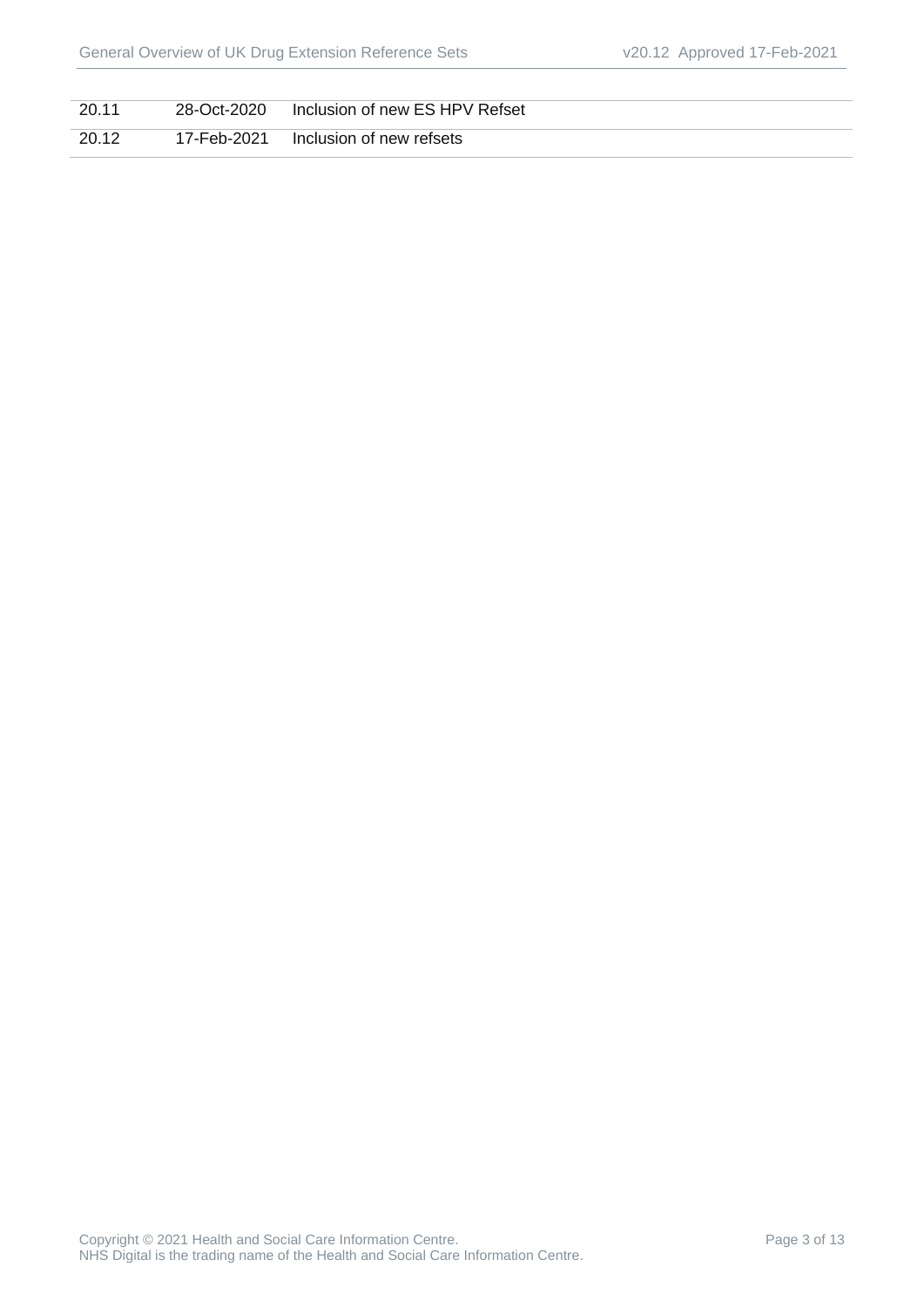| | | |
|---|---|---|
| 20.11 | 28-Oct-2020 | Inclusion of new ES HPV Refset |
| 20.12 | 17-Feb-2021 | Inclusion of new refsets |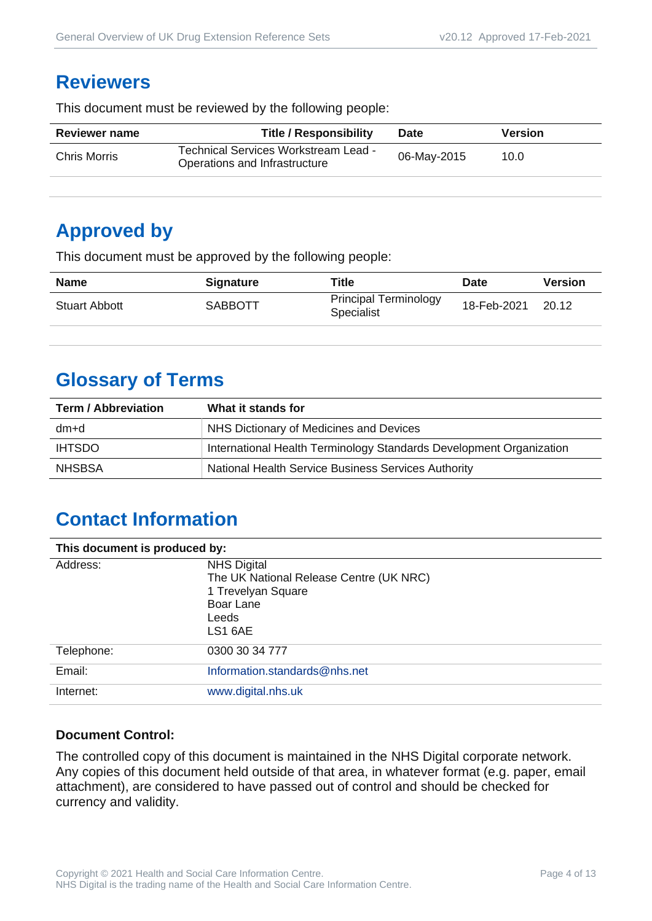## Reviewers

This document must be reviewed by the following people:

| Reviewer name | Title / Responsibility | Date | Version |
|---|---|---|---|
| Chris Morris | Technical Services Workstream Lead - Operations and Infrastructure | 06-May-2015 | 10.0 |

## Approved by

This document must be approved by the following people:

| Name | Signature | Title | Date | Version |
|---|---|---|---|---|
| Stuart Abbott | SABBOTT | Principal Terminology Specialist | 18-Feb-2021 | 20.12 |

## Glossary of Terms

| Term / Abbreviation | What it stands for |
|---|---|
| dm+d | NHS Dictionary of Medicines and Devices |
| IHTSDO | International Health Terminology Standards Development Organization |
| NHSBSA | National Health Service Business Services Authority |

## Contact Information

| This document is produced by: | |
|---|---|
| Address: | NHS Digital<br>The UK National Release Centre (UK NRC)<br>1 Trevelyan Square<br>Boar Lane<br>Leeds<br>LS1 6AE |
| Telephone: | 0300 30 34 777 |
| Email: | Information.standards@nhs.net |
| Internet: | www.digital.nhs.uk |

### Document Control:

The controlled copy of this document is maintained in the NHS Digital corporate network. Any copies of this document held outside of that area, in whatever format (e.g. paper, email attachment), are considered to have passed out of control and should be checked for currency and validity.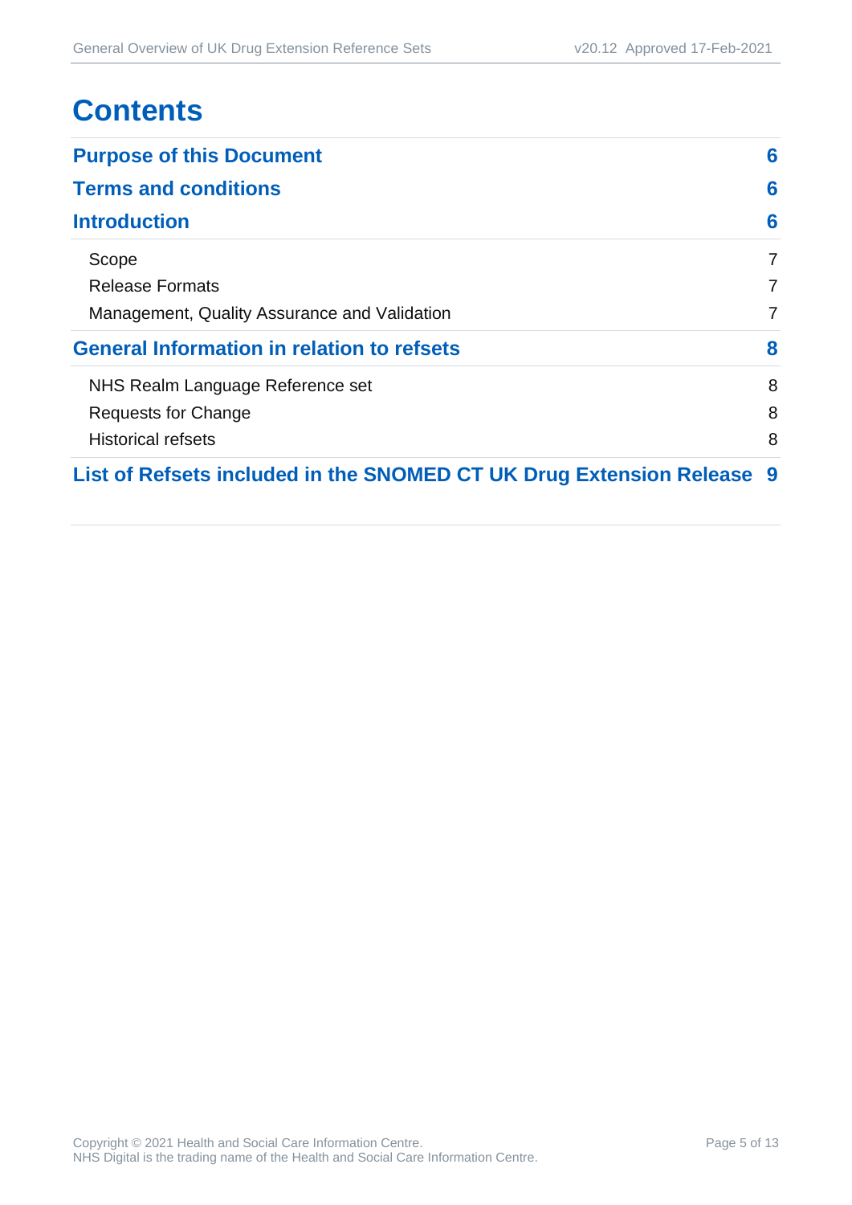# Contents

| | |
|---|---|
| **Purpose of this Document** | **6** |
| **Terms and conditions** | **6** |
| **Introduction** | **6** |
| Scope | 7 |
| Release Formats | 7 |
| Management, Quality Assurance and Validation | 7 |
| **General Information in relation to refsets** | **8** |
| NHS Realm Language Reference set | 8 |
| Requests for Change | 8 |
| Historical refsets | 8 |
| **List of Refsets included in the SNOMED CT UK Drug Extension Release** | **9** |

Copyright © 2021 Health and Social Care Information Centre.
NHS Digital is the trading name of the Health and Social Care Information Centre.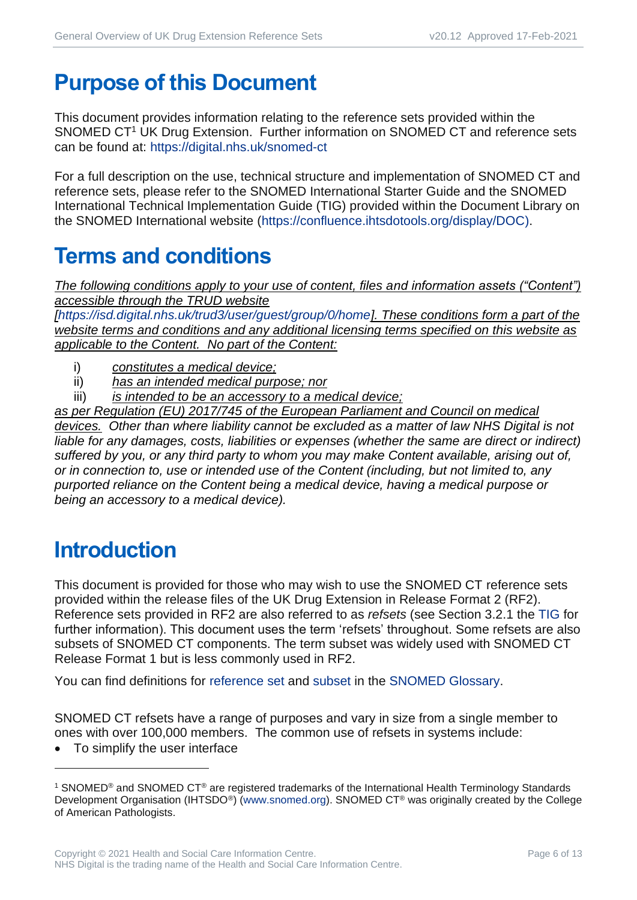# Purpose of this Document

This document provides information relating to the reference sets provided within the SNOMED CT[1] UK Drug Extension. Further information on SNOMED CT and reference sets can be found at: https://digital.nhs.uk/snomed-ct

For a full description on the use, technical structure and implementation of SNOMED CT and reference sets, please refer to the SNOMED International Starter Guide and the SNOMED International Technical Implementation Guide (TIG) provided within the Document Library on the SNOMED International website (https://confluence.ihtsdotools.org/display/DOC).

# Terms and conditions

*The following conditions apply to your use of content, files and information assets ("Content") accessible through the TRUD website [https://isd.digital.nhs.uk/trud3/user/guest/group/0/home]. These conditions form a part of the website terms and conditions and any additional licensing terms specified on this website as applicable to the Content. No part of the Content:*

i) *constitutes a medical device;*
ii) *has an intended medical purpose; nor*
iii) *is intended to be an accessory to a medical device;*

*as per Regulation (EU) 2017/745 of the European Parliament and Council on medical devices. Other than where liability cannot be excluded as a matter of law NHS Digital is not liable for any damages, costs, liabilities or expenses (whether the same are direct or indirect) suffered by you, or any third party to whom you may make Content available, arising out of, or in connection to, use or intended use of the Content (including, but not limited to, any purported reliance on the Content being a medical device, having a medical purpose or being an accessory to a medical device).*

# Introduction

This document is provided for those who may wish to use the SNOMED CT reference sets provided within the release files of the UK Drug Extension in Release Format 2 (RF2). Reference sets provided in RF2 are also referred to as *refsets* (see Section 3.2.1 the TIG for further information). This document uses the term 'refsets' throughout. Some refsets are also subsets of SNOMED CT components. The term subset was widely used with SNOMED CT Release Format 1 but is less commonly used in RF2.

You can find definitions for reference set and subset in the SNOMED Glossary.

SNOMED CT refsets have a range of purposes and vary in size from a single member to ones with over 100,000 members. The common use of refsets in systems include:

- To simplify the user interface

[1] SNOMED® and SNOMED CT® are registered trademarks of the International Health Terminology Standards Development Organisation (IHTSDO®) (www.snomed.org). SNOMED CT® was originally created by the College of American Pathologists.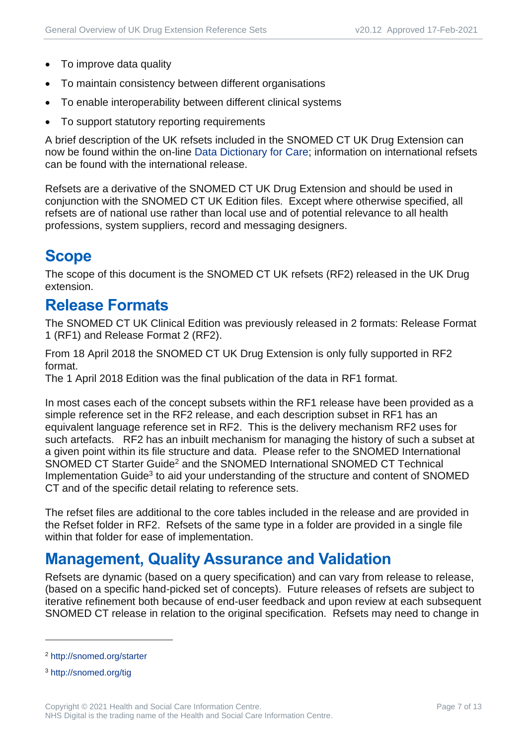- To improve data quality
- To maintain consistency between different organisations
- To enable interoperability between different clinical systems
- To support statutory reporting requirements

A brief description of the UK refsets included in the SNOMED CT UK Drug Extension can now be found within the on-line Data Dictionary for Care; information on international refsets can be found with the international release.

Refsets are a derivative of the SNOMED CT UK Drug Extension and should be used in conjunction with the SNOMED CT UK Edition files. Except where otherwise specified, all refsets are of national use rather than local use and of potential relevance to all health professions, system suppliers, record and messaging designers.

## Scope

The scope of this document is the SNOMED CT UK refsets (RF2) released in the UK Drug extension.

## Release Formats

The SNOMED CT UK Clinical Edition was previously released in 2 formats: Release Format 1 (RF1) and Release Format 2 (RF2).

From 18 April 2018 the SNOMED CT UK Drug Extension is only fully supported in RF2 format.
The 1 April 2018 Edition was the final publication of the data in RF1 format.

In most cases each of the concept subsets within the RF1 release have been provided as a simple reference set in the RF2 release, and each description subset in RF1 has an equivalent language reference set in RF2. This is the delivery mechanism RF2 uses for such artefacts. RF2 has an inbuilt mechanism for managing the history of such a subset at a given point within its file structure and data. Please refer to the SNOMED International SNOMED CT Starter Guide[2] and the SNOMED International SNOMED CT Technical Implementation Guide[3] to aid your understanding of the structure and content of SNOMED CT and of the specific detail relating to reference sets.

The refset files are additional to the core tables included in the release and are provided in the Refset folder in RF2. Refsets of the same type in a folder are provided in a single file within that folder for ease of implementation.

## Management, Quality Assurance and Validation

Refsets are dynamic (based on a query specification) and can vary from release to release, (based on a specific hand-picked set of concepts). Future releases of refsets are subject to iterative refinement both because of end-user feedback and upon review at each subsequent SNOMED CT release in relation to the original specification. Refsets may need to change in

---

[2] http://snomed.org/starter

[3] http://snomed.org/tig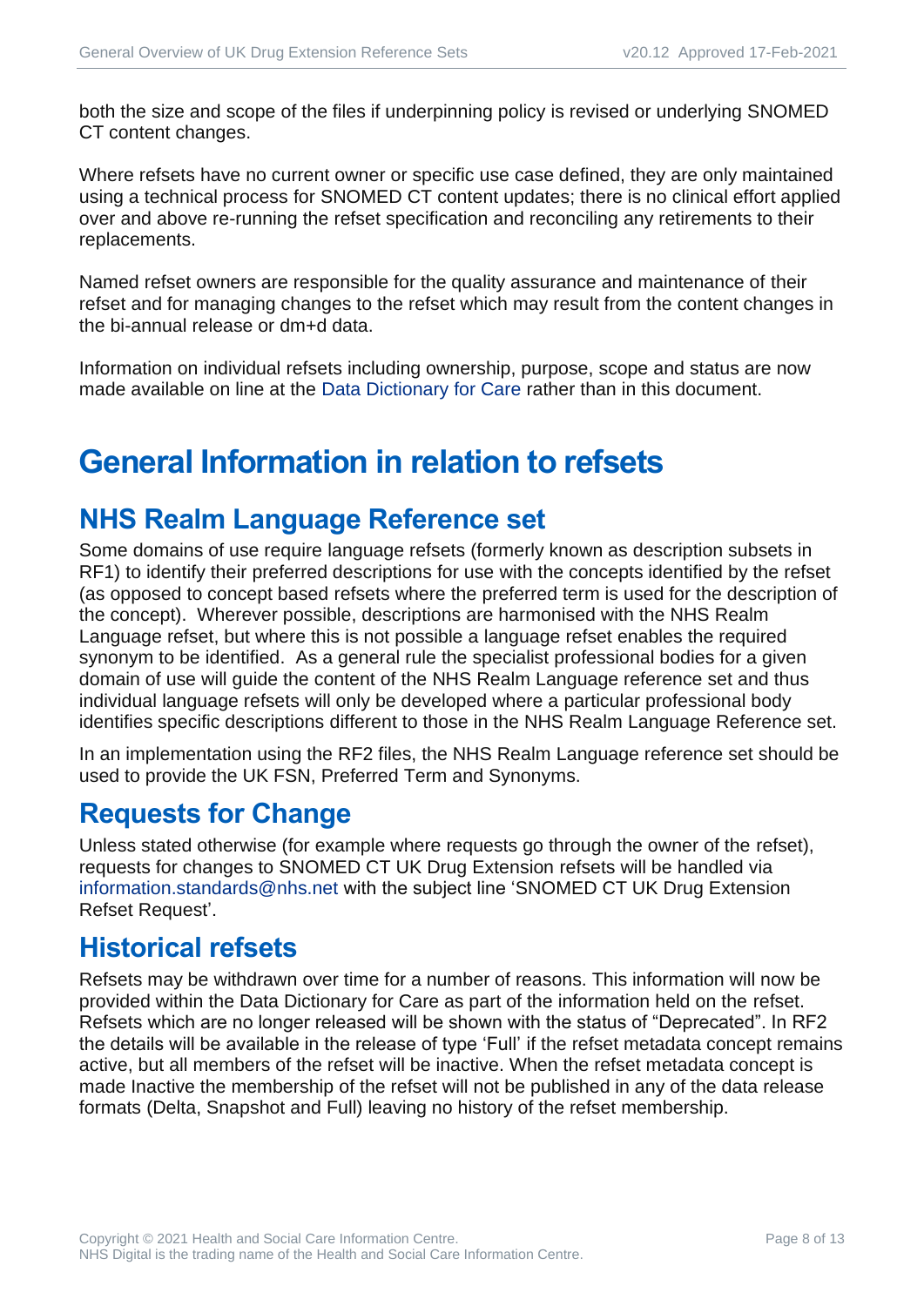both the size and scope of the files if underpinning policy is revised or underlying SNOMED CT content changes.

Where refsets have no current owner or specific use case defined, they are only maintained using a technical process for SNOMED CT content updates; there is no clinical effort applied over and above re-running the refset specification and reconciling any retirements to their replacements.

Named refset owners are responsible for the quality assurance and maintenance of their refset and for managing changes to the refset which may result from the content changes in the bi-annual release or dm+d data.

Information on individual refsets including ownership, purpose, scope and status are now made available on line at the Data Dictionary for Care rather than in this document.

# General Information in relation to refsets

## NHS Realm Language Reference set

Some domains of use require language refsets (formerly known as description subsets in RF1) to identify their preferred descriptions for use with the concepts identified by the refset (as opposed to concept based refsets where the preferred term is used for the description of the concept). Wherever possible, descriptions are harmonised with the NHS Realm Language refset, but where this is not possible a language refset enables the required synonym to be identified. As a general rule the specialist professional bodies for a given domain of use will guide the content of the NHS Realm Language reference set and thus individual language refsets will only be developed where a particular professional body identifies specific descriptions different to those in the NHS Realm Language Reference set.

In an implementation using the RF2 files, the NHS Realm Language reference set should be used to provide the UK FSN, Preferred Term and Synonyms.

## Requests for Change

Unless stated otherwise (for example where requests go through the owner of the refset), requests for changes to SNOMED CT UK Drug Extension refsets will be handled via information.standards@nhs.net with the subject line 'SNOMED CT UK Drug Extension Refset Request'.

## Historical refsets

Refsets may be withdrawn over time for a number of reasons. This information will now be provided within the Data Dictionary for Care as part of the information held on the refset. Refsets which are no longer released will be shown with the status of "Deprecated". In RF2 the details will be available in the release of type 'Full' if the refset metadata concept remains active, but all members of the refset will be inactive. When the refset metadata concept is made Inactive the membership of the refset will not be published in any of the data release formats (Delta, Snapshot and Full) leaving no history of the refset membership.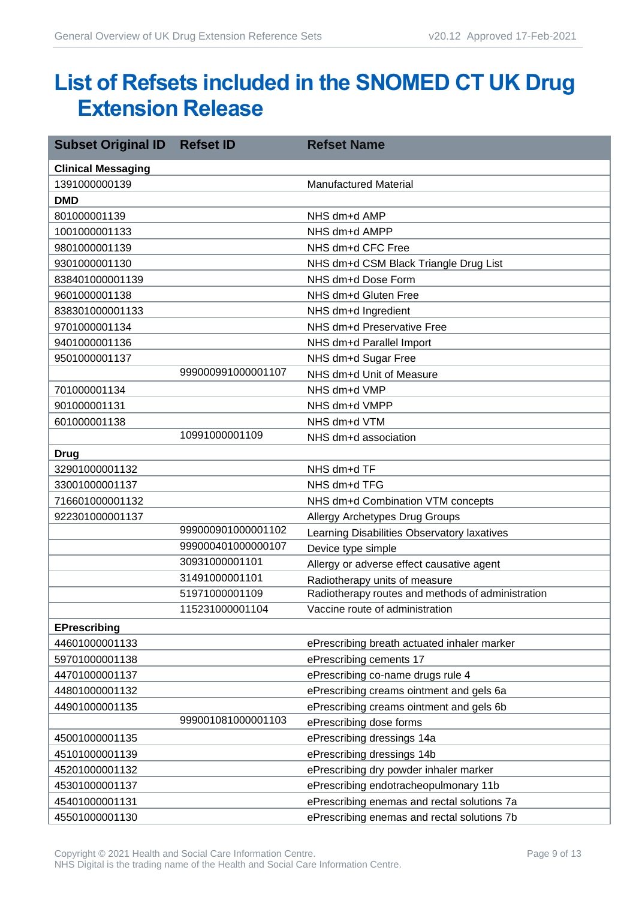# List of Refsets included in the SNOMED CT UK Drug Extension Release

| Subset Original ID | Refset ID | Refset Name |
|---|---|---|
| **Clinical Messaging** | | |
| 1391000000139 | | Manufactured Material |
| **DMD** | | |
| 801000001139 | | NHS dm+d AMP |
| 1001000001133 | | NHS dm+d AMPP |
| 9801000001139 | | NHS dm+d CFC Free |
| 9301000001130 | | NHS dm+d CSM Black Triangle Drug List |
| 838401000001139 | | NHS dm+d Dose Form |
| 9601000001138 | | NHS dm+d Gluten Free |
| 838301000001133 | | NHS dm+d Ingredient |
| 9701000001134 | | NHS dm+d Preservative Free |
| 9401000001136 | | NHS dm+d Parallel Import |
| 9501000001137 | | NHS dm+d Sugar Free |
| | 999000991000001107 | NHS dm+d Unit of Measure |
| 701000001134 | | NHS dm+d VMP |
| 901000001131 | | NHS dm+d VMPP |
| 601000001138 | | NHS dm+d VTM |
| | 10991000001109 | NHS dm+d association |
| **Drug** | | |
| 32901000001132 | | NHS dm+d TF |
| 33001000001137 | | NHS dm+d TFG |
| 716601000001132 | | NHS dm+d Combination VTM concepts |
| 922301000001137 | | Allergy Archetypes Drug Groups |
| | 999000901000001102 | Learning Disabilities Observatory laxatives |
| | 999000401000000107 | Device type simple |
| | 30931000001101 | Allergy or adverse effect causative agent |
| | 31491000001101 | Radiotherapy units of measure |
| | 51971000001109 | Radiotherapy routes and methods of administration |
| | 115231000001104 | Vaccine route of administration |
| **EPrescribing** | | |
| 44601000001133 | | ePrescribing breath actuated inhaler marker |
| 59701000001138 | | ePrescribing cements 17 |
| 44701000001137 | | ePrescribing co-name drugs rule 4 |
| 44801000001132 | | ePrescribing creams ointment and gels 6a |
| 44901000001135 | | ePrescribing creams ointment and gels 6b |
| | 999001081000001103 | ePrescribing dose forms |
| 45001000001135 | | ePrescribing dressings 14a |
| 45101000001139 | | ePrescribing dressings 14b |
| 45201000001132 | | ePrescribing dry powder inhaler marker |
| 45301000001137 | | ePrescribing endotracheopulmonary 11b |
| 45401000001131 | | ePrescribing enemas and rectal solutions 7a |
| 45501000001130 | | ePrescribing enemas and rectal solutions 7b |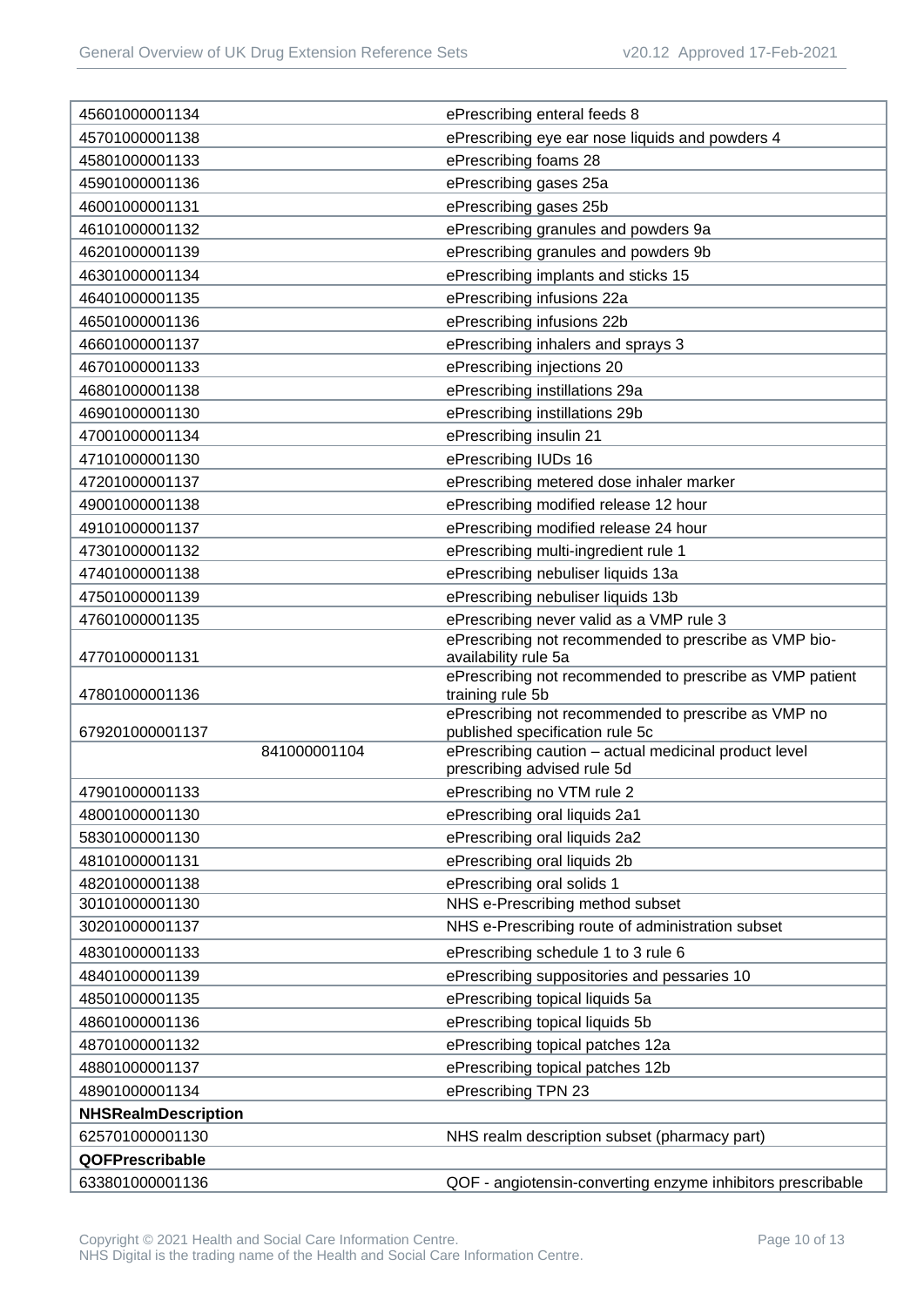| | |
|---|---|
| 45601000001134 | ePrescribing enteral feeds 8 |
| 45701000001138 | ePrescribing eye ear nose liquids and powders 4 |
| 45801000001133 | ePrescribing foams 28 |
| 45901000001136 | ePrescribing gases 25a |
| 46001000001131 | ePrescribing gases 25b |
| 46101000001132 | ePrescribing granules and powders 9a |
| 46201000001139 | ePrescribing granules and powders 9b |
| 46301000001134 | ePrescribing implants and sticks 15 |
| 46401000001135 | ePrescribing infusions 22a |
| 46501000001136 | ePrescribing infusions 22b |
| 46601000001137 | ePrescribing inhalers and sprays 3 |
| 46701000001133 | ePrescribing injections 20 |
| 46801000001138 | ePrescribing instillations 29a |
| 46901000001130 | ePrescribing instillations 29b |
| 47001000001134 | ePrescribing insulin 21 |
| 47101000001130 | ePrescribing IUDs 16 |
| 47201000001137 | ePrescribing metered dose inhaler marker |
| 49001000001138 | ePrescribing modified release 12 hour |
| 49101000001137 | ePrescribing modified release 24 hour |
| 47301000001132 | ePrescribing multi-ingredient rule 1 |
| 47401000001138 | ePrescribing nebuliser liquids 13a |
| 47501000001139 | ePrescribing nebuliser liquids 13b |
| 47601000001135 | ePrescribing never valid as a VMP rule 3 |
| 47701000001131 | ePrescribing not recommended to prescribe as VMP bio-availability rule 5a |
| 47801000001136 | ePrescribing not recommended to prescribe as VMP patient training rule 5b |
| 679201000001137 | ePrescribing not recommended to prescribe as VMP no published specification rule 5c |
| 841000001104 | ePrescribing caution – actual medicinal product level prescribing advised rule 5d |
| 47901000001133 | ePrescribing no VTM rule 2 |
| 48001000001130 | ePrescribing oral liquids 2a1 |
| 58301000001130 | ePrescribing oral liquids 2a2 |
| 48101000001131 | ePrescribing oral liquids 2b |
| 48201000001138 | ePrescribing oral solids 1 |
| 30101000001130 | NHS e-Prescribing method subset |
| 30201000001137 | NHS e-Prescribing route of administration subset |
| 48301000001133 | ePrescribing schedule 1 to 3 rule 6 |
| 48401000001139 | ePrescribing suppositories and pessaries 10 |
| 48501000001135 | ePrescribing topical liquids 5a |
| 48601000001136 | ePrescribing topical liquids 5b |
| 48701000001132 | ePrescribing topical patches 12a |
| 48801000001137 | ePrescribing topical patches 12b |
| 48901000001134 | ePrescribing TPN 23 |
| **NHSRealmDescription** | |
| 625701000001130 | NHS realm description subset (pharmacy part) |
| **QOFPrescribable** | |
| 633801000001136 | QOF - angiotensin-converting enzyme inhibitors prescribable |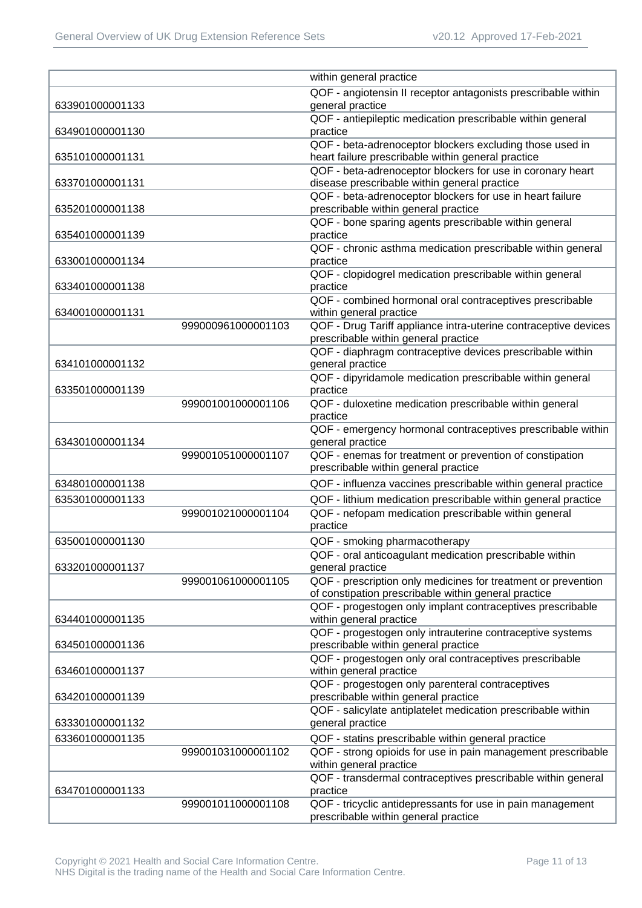| | | |
|---|---|---|
| | | within general practice |
| 633901000001133 | | QOF - angiotensin II receptor antagonists prescribable within general practice |
| 634901000001130 | | QOF - antiepileptic medication prescribable within general practice |
| 635101000001131 | | QOF - beta-adrenoceptor blockers excluding those used in heart failure prescribable within general practice |
| 633701000001131 | | QOF - beta-adrenoceptor blockers for use in coronary heart disease prescribable within general practice |
| 635201000001138 | | QOF - beta-adrenoceptor blockers for use in heart failure prescribable within general practice |
| 635401000001139 | | QOF - bone sparing agents prescribable within general practice |
| 633001000001134 | | QOF - chronic asthma medication prescribable within general practice |
| 633401000001138 | | QOF - clopidogrel medication prescribable within general practice |
| 634001000001131 | | QOF - combined hormonal oral contraceptives prescribable within general practice |
| | 999000961000001103 | QOF - Drug Tariff appliance intra-uterine contraceptive devices prescribable within general practice |
| 634101000001132 | | QOF - diaphragm contraceptive devices prescribable within general practice |
| 633501000001139 | | QOF - dipyridamole medication prescribable within general practice |
| | 999001001000001106 | QOF - duloxetine medication prescribable within general practice |
| 634301000001134 | | QOF - emergency hormonal contraceptives prescribable within general practice |
| | 999001051000001107 | QOF - enemas for treatment or prevention of constipation prescribable within general practice |
| 634801000001138 | | QOF - influenza vaccines prescribable within general practice |
| 635301000001133 | | QOF - lithium medication prescribable within general practice |
| | 999001021000001104 | QOF - nefopam medication prescribable within general practice |
| 635001000001130 | | QOF - smoking pharmacotherapy |
| 633201000001137 | | QOF - oral anticoagulant medication prescribable within general practice |
| | 999001061000001105 | QOF - prescription only medicines for treatment or prevention of constipation prescribable within general practice |
| 634401000001135 | | QOF - progestogen only implant contraceptives prescribable within general practice |
| 634501000001136 | | QOF - progestogen only intrauterine contraceptive systems prescribable within general practice |
| 634601000001137 | | QOF - progestogen only oral contraceptives prescribable within general practice |
| 634201000001139 | | QOF - progestogen only parenteral contraceptives prescribable within general practice |
| 633301000001132 | | QOF - salicylate antiplatelet medication prescribable within general practice |
| 633601000001135 | | QOF - statins prescribable within general practice |
| | 999001031000001102 | QOF - strong opioids for use in pain management prescribable within general practice |
| 634701000001133 | | QOF - transdermal contraceptives prescribable within general practice |
| | 999001011000001108 | QOF - tricyclic antidepressants for use in pain management prescribable within general practice |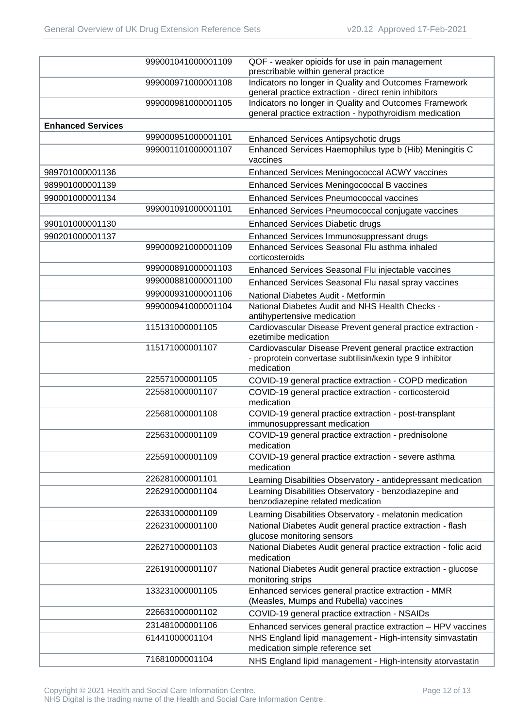| | | |
|---|---|---|
| | 999001041000001109 | QOF - weaker opioids for use in pain management prescribable within general practice |
| | 999000971000001108 | Indicators no longer in Quality and Outcomes Framework general practice extraction - direct renin inhibitors |
| | 999000981000001105 | Indicators no longer in Quality and Outcomes Framework general practice extraction - hypothyroidism medication |
| **Enhanced Services** | | |
| | 999000951000001101 | Enhanced Services Antipsychotic drugs |
| | 999001101000001107 | Enhanced Services Haemophilus type b (Hib) Meningitis C vaccines |
| 989701000001136 | | Enhanced Services Meningococcal ACWY vaccines |
| 989901000001139 | | Enhanced Services Meningococcal B vaccines |
| 990001000001134 | | Enhanced Services Pneumococcal vaccines |
| | 999001091000001101 | Enhanced Services Pneumococcal conjugate vaccines |
| 990101000001130 | | Enhanced Services Diabetic drugs |
| 990201000001137 | | Enhanced Services Immunosuppressant drugs |
| | 999000921000001109 | Enhanced Services Seasonal Flu asthma inhaled corticosteroids |
| | 999000891000001103 | Enhanced Services Seasonal Flu injectable vaccines |
| | 999000881000001100 | Enhanced Services Seasonal Flu nasal spray vaccines |
| | 999000931000001106 | National Diabetes Audit - Metformin |
| | 999000941000001104 | National Diabetes Audit and NHS Health Checks - antihypertensive medication |
| | 115131000001105 | Cardiovascular Disease Prevent general practice extraction - ezetimibe medication |
| | 115171000001107 | Cardiovascular Disease Prevent general practice extraction - proprotein convertase subtilisin/kexin type 9 inhibitor medication |
| | 225571000001105 | COVID-19 general practice extraction - COPD medication |
| | 225581000001107 | COVID-19 general practice extraction - corticosteroid medication |
| | 225681000001108 | COVID-19 general practice extraction - post-transplant immunosuppressant medication |
| | 225631000001109 | COVID-19 general practice extraction - prednisolone medication |
| | 225591000001109 | COVID-19 general practice extraction - severe asthma medication |
| | 226281000001101 | Learning Disabilities Observatory - antidepressant medication |
| | 226291000001104 | Learning Disabilities Observatory - benzodiazepine and benzodiazepine related medication |
| | 226331000001109 | Learning Disabilities Observatory - melatonin medication |
| | 226231000001100 | National Diabetes Audit general practice extraction - flash glucose monitoring sensors |
| | 226271000001103 | National Diabetes Audit general practice extraction - folic acid medication |
| | 226191000001107 | National Diabetes Audit general practice extraction - glucose monitoring strips |
| | 133231000001105 | Enhanced services general practice extraction - MMR (Measles, Mumps and Rubella) vaccines |
| | 226631000001102 | COVID-19 general practice extraction - NSAIDs |
| | 231481000001106 | Enhanced services general practice extraction – HPV vaccines |
| | 61441000001104 | NHS England lipid management - High-intensity simvastatin medication simple reference set |
| | 71681000001104 | NHS England lipid management - High-intensity atorvastatin |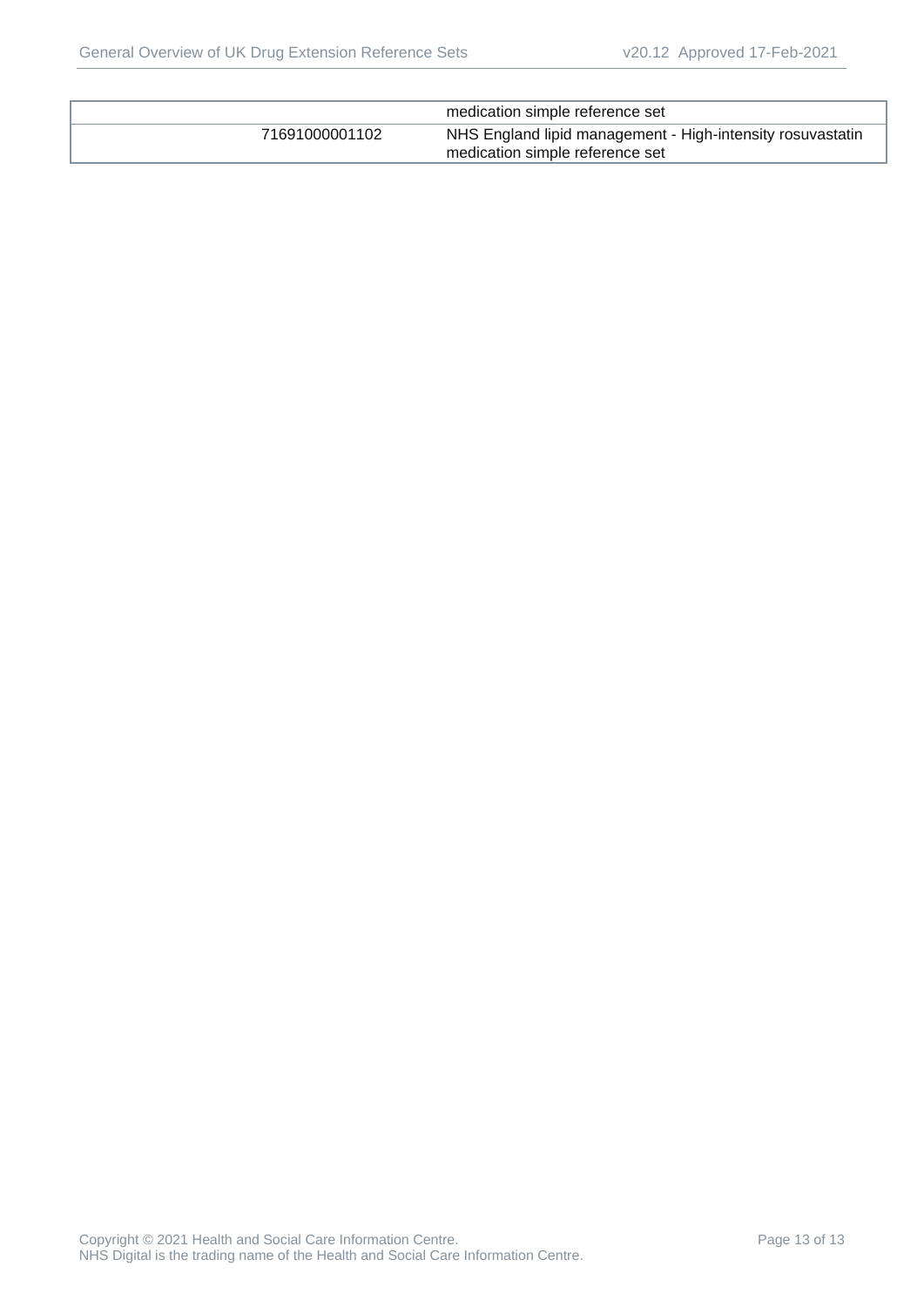| | |
|---|---|
| | medication simple reference set |
| 71691000001102 | NHS England lipid management - High-intensity rosuvastatin medication simple reference set |